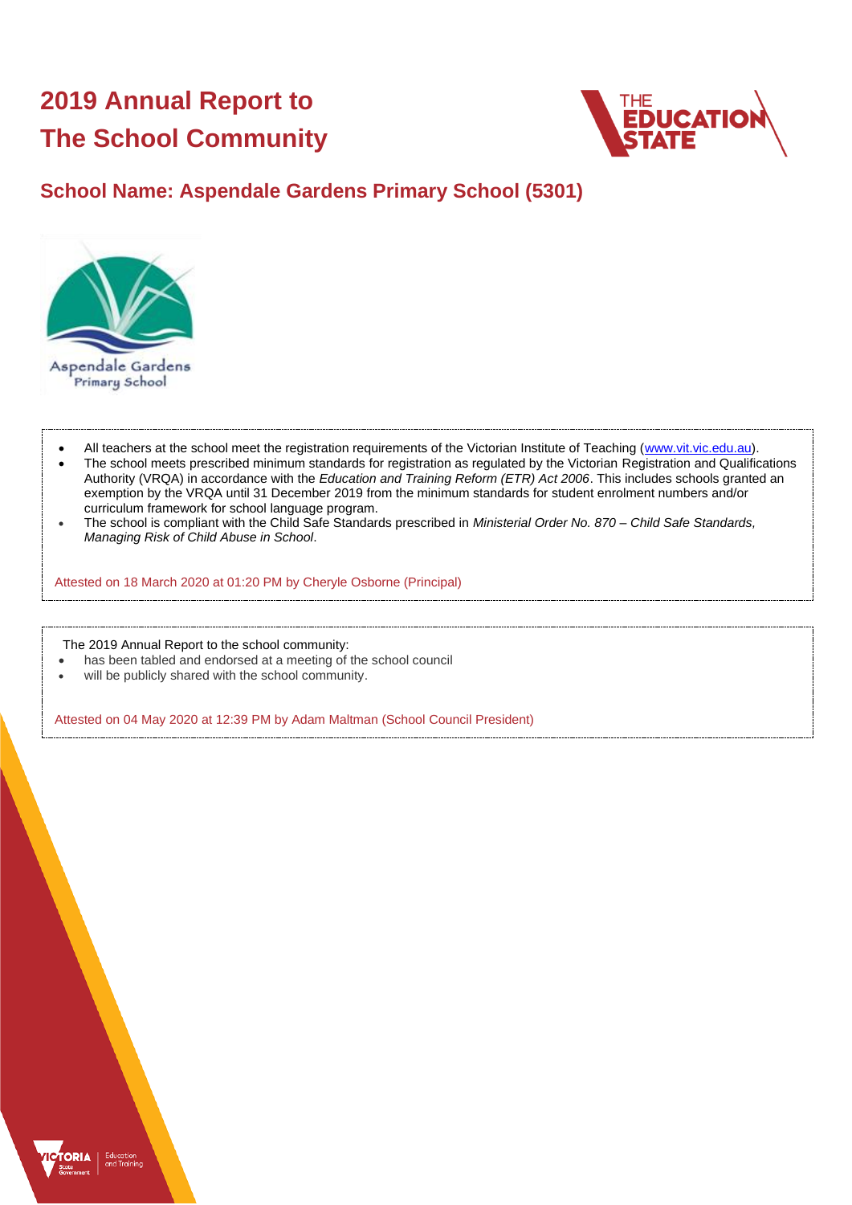# 2019 Annual Report to The School Community

## School Name: Aspendale Gardens Primary School (5301)

- All teachers at the school meet the registration requirements of the Victorian Institute of Teaching (www.vit.vic.edu.au).
- The school meets prescribed minimum standards for registration as regulated by the Victorian Registration and Qualifications Authority (VRQA) in accordance with the *Education and Training Reform (ETR) Act 2006*. This includes schools granted an exemption by the VRQA until 31 December 2019 from the minimum standards for student enrolment numbers and/or curriculum framework for school language program.
- The school is compliant with the Child Safe Standards prescribed in *Ministerial Order No. 870 – Child Safe Standards, Managing Risk of Child Abuse in School*.

Attested on 18 March 2020 at 01:20 PM by Cheryle Osborne (Principal)

The 2019 Annual Report to the school community:

- has been tabled and endorsed at a meeting of the school council
- will be publicly shared with the school community.

Attested on 04 May 2020 at 12:39 PM by Adam Maltman (School Council President)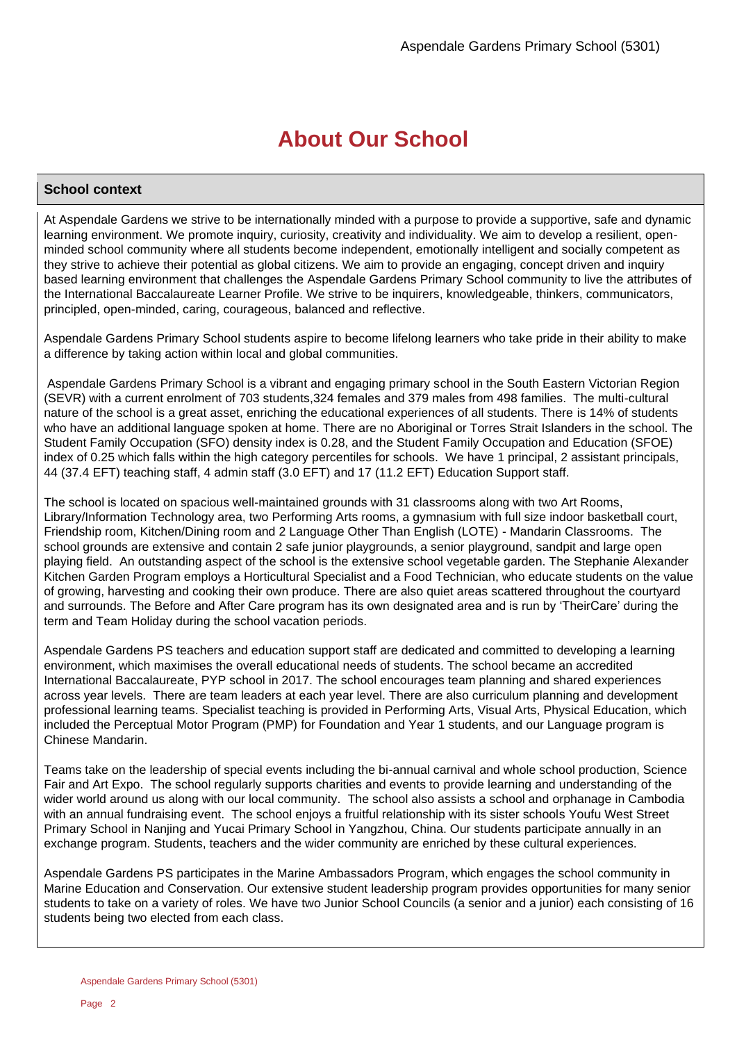# About Our School

## School context

At Aspendale Gardens we strive to be internationally minded with a purpose to provide a supportive, safe and dynamic learning environment. We promote inquiry, curiosity, creativity and individuality. We aim to develop a resilient, open-minded school community where all students become independent, emotionally intelligent and socially competent as they strive to achieve their potential as global citizens. We aim to provide an engaging, concept driven and inquiry based learning environment that challenges the Aspendale Gardens Primary School community to live the attributes of the International Baccalaureate Learner Profile. We strive to be inquirers, knowledgeable, thinkers, communicators, principled, open-minded, caring, courageous, balanced and reflective.

Aspendale Gardens Primary School students aspire to become lifelong learners who take pride in their ability to make a difference by taking action within local and global communities.

Aspendale Gardens Primary School is a vibrant and engaging primary school in the South Eastern Victorian Region (SEVR) with a current enrolment of 703 students,324 females and 379 males from 498 families. The multi-cultural nature of the school is a great asset, enriching the educational experiences of all students. There is 14% of students who have an additional language spoken at home. There are no Aboriginal or Torres Strait Islanders in the school. The Student Family Occupation (SFO) density index is 0.28, and the Student Family Occupation and Education (SFOE) index of 0.25 which falls within the high category percentiles for schools. We have 1 principal, 2 assistant principals, 44 (37.4 EFT) teaching staff, 4 admin staff (3.0 EFT) and 17 (11.2 EFT) Education Support staff.

The school is located on spacious well-maintained grounds with 31 classrooms along with two Art Rooms, Library/Information Technology area, two Performing Arts rooms, a gymnasium with full size indoor basketball court, Friendship room, Kitchen/Dining room and 2 Language Other Than English (LOTE) - Mandarin Classrooms. The school grounds are extensive and contain 2 safe junior playgrounds, a senior playground, sandpit and large open playing field. An outstanding aspect of the school is the extensive school vegetable garden. The Stephanie Alexander Kitchen Garden Program employs a Horticultural Specialist and a Food Technician, who educate students on the value of growing, harvesting and cooking their own produce. There are also quiet areas scattered throughout the courtyard and surrounds. The Before and After Care program has its own designated area and is run by 'TheirCare' during the term and Team Holiday during the school vacation periods.

Aspendale Gardens PS teachers and education support staff are dedicated and committed to developing a learning environment, which maximises the overall educational needs of students. The school became an accredited International Baccalaureate, PYP school in 2017. The school encourages team planning and shared experiences across year levels. There are team leaders at each year level. There are also curriculum planning and development professional learning teams. Specialist teaching is provided in Performing Arts, Visual Arts, Physical Education, which included the Perceptual Motor Program (PMP) for Foundation and Year 1 students, and our Language program is Chinese Mandarin.

Teams take on the leadership of special events including the bi-annual carnival and whole school production, Science Fair and Art Expo. The school regularly supports charities and events to provide learning and understanding of the wider world around us along with our local community. The school also assists a school and orphanage in Cambodia with an annual fundraising event. The school enjoys a fruitful relationship with its sister schools Youfu West Street Primary School in Nanjing and Yucai Primary School in Yangzhou, China. Our students participate annually in an exchange program. Students, teachers and the wider community are enriched by these cultural experiences.

Aspendale Gardens PS participates in the Marine Ambassadors Program, which engages the school community in Marine Education and Conservation. Our extensive student leadership program provides opportunities for many senior students to take on a variety of roles. We have two Junior School Councils (a senior and a junior) each consisting of 16 students being two elected from each class.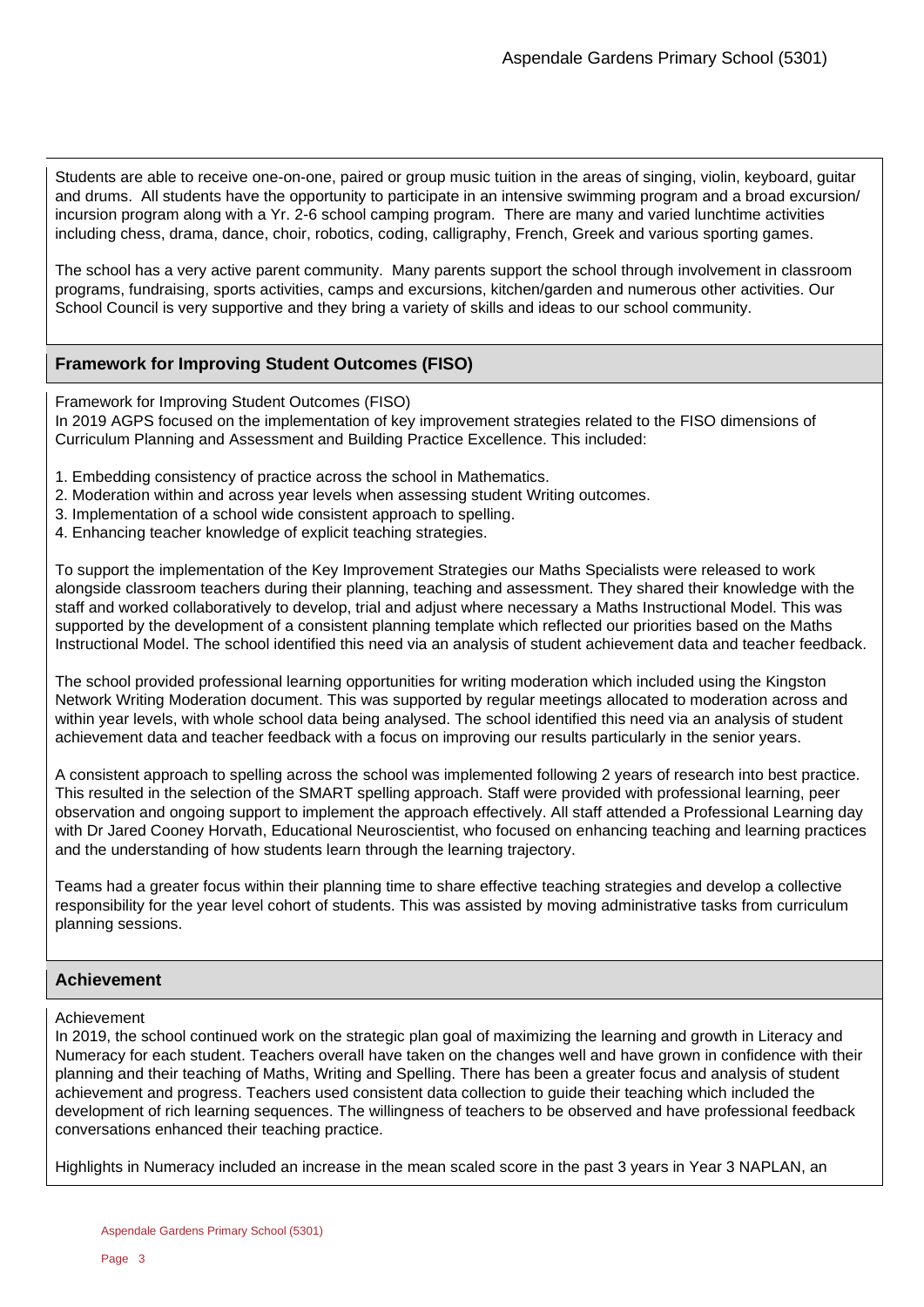Students are able to receive one-on-one, paired or group music tuition in the areas of singing, violin, keyboard, guitar and drums. All students have the opportunity to participate in an intensive swimming program and a broad excursion/ incursion program along with a Yr. 2-6 school camping program. There are many and varied lunchtime activities including chess, drama, dance, choir, robotics, coding, calligraphy, French, Greek and various sporting games.

The school has a very active parent community. Many parents support the school through involvement in classroom programs, fundraising, sports activities, camps and excursions, kitchen/garden and numerous other activities. Our School Council is very supportive and they bring a variety of skills and ideas to our school community.

## Framework for Improving Student Outcomes (FISO)

Framework for Improving Student Outcomes (FISO)
In 2019 AGPS focused on the implementation of key improvement strategies related to the FISO dimensions of Curriculum Planning and Assessment and Building Practice Excellence. This included:

1. Embedding consistency of practice across the school in Mathematics.
2. Moderation within and across year levels when assessing student Writing outcomes.
3. Implementation of a school wide consistent approach to spelling.
4. Enhancing teacher knowledge of explicit teaching strategies.

To support the implementation of the Key Improvement Strategies our Maths Specialists were released to work alongside classroom teachers during their planning, teaching and assessment. They shared their knowledge with the staff and worked collaboratively to develop, trial and adjust where necessary a Maths Instructional Model. This was supported by the development of a consistent planning template which reflected our priorities based on the Maths Instructional Model. The school identified this need via an analysis of student achievement data and teacher feedback.

The school provided professional learning opportunities for writing moderation which included using the Kingston Network Writing Moderation document. This was supported by regular meetings allocated to moderation across and within year levels, with whole school data being analysed. The school identified this need via an analysis of student achievement data and teacher feedback with a focus on improving our results particularly in the senior years.

A consistent approach to spelling across the school was implemented following 2 years of research into best practice. This resulted in the selection of the SMART spelling approach. Staff were provided with professional learning, peer observation and ongoing support to implement the approach effectively. All staff attended a Professional Learning day with Dr Jared Cooney Horvath, Educational Neuroscientist, who focused on enhancing teaching and learning practices and the understanding of how students learn through the learning trajectory.

Teams had a greater focus within their planning time to share effective teaching strategies and develop a collective responsibility for the year level cohort of students. This was assisted by moving administrative tasks from curriculum planning sessions.

## Achievement

Achievement
In 2019, the school continued work on the strategic plan goal of maximizing the learning and growth in Literacy and Numeracy for each student. Teachers overall have taken on the changes well and have grown in confidence with their planning and their teaching of Maths, Writing and Spelling. There has been a greater focus and analysis of student achievement and progress. Teachers used consistent data collection to guide their teaching which included the development of rich learning sequences. The willingness of teachers to be observed and have professional feedback conversations enhanced their teaching practice.

Highlights in Numeracy included an increase in the mean scaled score in the past 3 years in Year 3 NAPLAN, an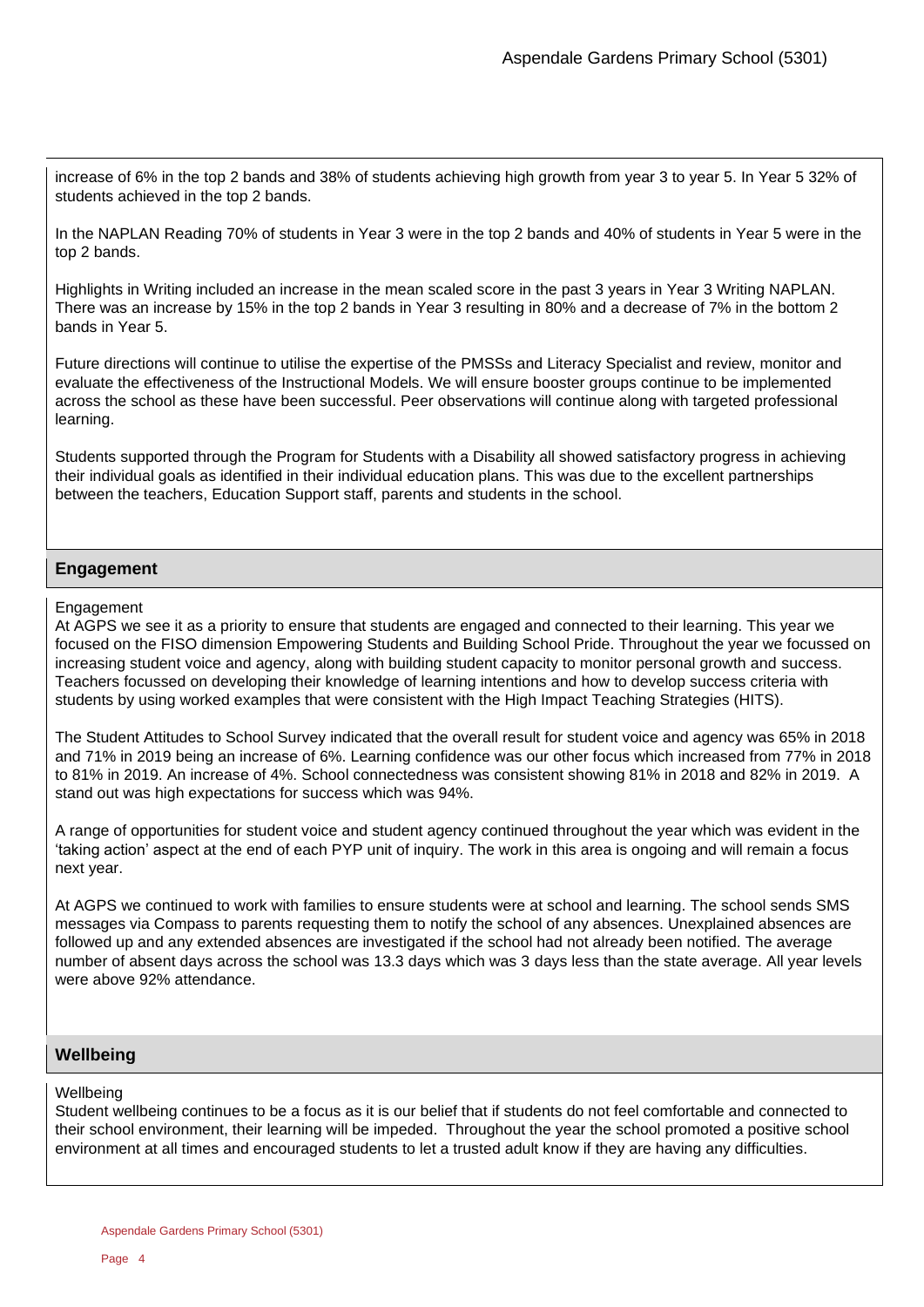increase of 6% in the top 2 bands and 38% of students achieving high growth from year 3 to year 5. In Year 5 32% of students achieved in the top 2 bands.

In the NAPLAN Reading 70% of students in Year 3 were in the top 2 bands and 40% of students in Year 5 were in the top 2 bands.

Highlights in Writing included an increase in the mean scaled score in the past 3 years in Year 3 Writing NAPLAN. There was an increase by 15% in the top 2 bands in Year 3 resulting in 80% and a decrease of 7% in the bottom 2 bands in Year 5.

Future directions will continue to utilise the expertise of the PMSSs and Literacy Specialist and review, monitor and evaluate the effectiveness of the Instructional Models. We will ensure booster groups continue to be implemented across the school as these have been successful. Peer observations will continue along with targeted professional learning.

Students supported through the Program for Students with a Disability all showed satisfactory progress in achieving their individual goals as identified in their individual education plans. This was due to the excellent partnerships between the teachers, Education Support staff, parents and students in the school.

## Engagement

Engagement

At AGPS we see it as a priority to ensure that students are engaged and connected to their learning. This year we focused on the FISO dimension Empowering Students and Building School Pride. Throughout the year we focussed on increasing student voice and agency, along with building student capacity to monitor personal growth and success. Teachers focussed on developing their knowledge of learning intentions and how to develop success criteria with students by using worked examples that were consistent with the High Impact Teaching Strategies (HITS).

The Student Attitudes to School Survey indicated that the overall result for student voice and agency was 65% in 2018 and 71% in 2019 being an increase of 6%. Learning confidence was our other focus which increased from 77% in 2018 to 81% in 2019. An increase of 4%. School connectedness was consistent showing 81% in 2018 and 82% in 2019. A stand out was high expectations for success which was 94%.

A range of opportunities for student voice and student agency continued throughout the year which was evident in the 'taking action' aspect at the end of each PYP unit of inquiry. The work in this area is ongoing and will remain a focus next year.

At AGPS we continued to work with families to ensure students were at school and learning. The school sends SMS messages via Compass to parents requesting them to notify the school of any absences. Unexplained absences are followed up and any extended absences are investigated if the school had not already been notified. The average number of absent days across the school was 13.3 days which was 3 days less than the state average. All year levels were above 92% attendance.

## Wellbeing

Wellbeing

Student wellbeing continues to be a focus as it is our belief that if students do not feel comfortable and connected to their school environment, their learning will be impeded. Throughout the year the school promoted a positive school environment at all times and encouraged students to let a trusted adult know if they are having any difficulties.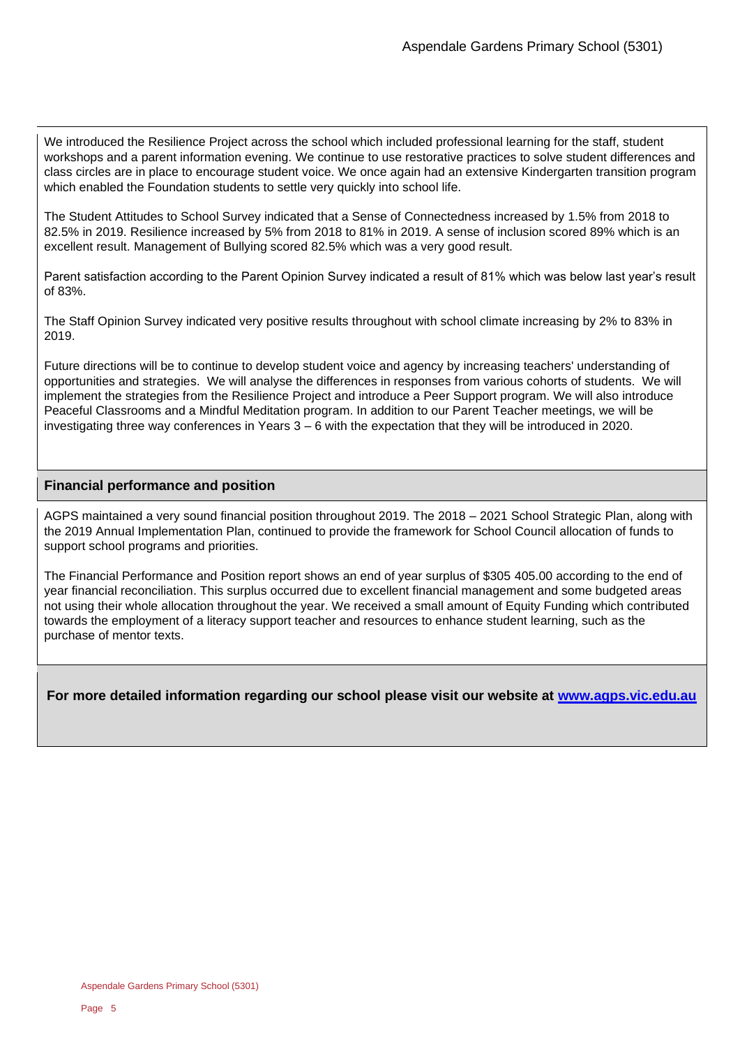We introduced the Resilience Project across the school which included professional learning for the staff, student workshops and a parent information evening. We continue to use restorative practices to solve student differences and class circles are in place to encourage student voice. We once again had an extensive Kindergarten transition program which enabled the Foundation students to settle very quickly into school life.

The Student Attitudes to School Survey indicated that a Sense of Connectedness increased by 1.5% from 2018 to 82.5% in 2019. Resilience increased by 5% from 2018 to 81% in 2019. A sense of inclusion scored 89% which is an excellent result. Management of Bullying scored 82.5% which was a very good result.

Parent satisfaction according to the Parent Opinion Survey indicated a result of 81% which was below last year's result of 83%.

The Staff Opinion Survey indicated very positive results throughout with school climate increasing by 2% to 83% in 2019.

Future directions will be to continue to develop student voice and agency by increasing teachers' understanding of opportunities and strategies. We will analyse the differences in responses from various cohorts of students. We will implement the strategies from the Resilience Project and introduce a Peer Support program. We will also introduce Peaceful Classrooms and a Mindful Meditation program. In addition to our Parent Teacher meetings, we will be investigating three way conferences in Years 3 – 6 with the expectation that they will be introduced in 2020.

## Financial performance and position

AGPS maintained a very sound financial position throughout 2019. The 2018 – 2021 School Strategic Plan, along with the 2019 Annual Implementation Plan, continued to provide the framework for School Council allocation of funds to support school programs and priorities.

The Financial Performance and Position report shows an end of year surplus of $305 405.00 according to the end of year financial reconciliation. This surplus occurred due to excellent financial management and some budgeted areas not using their whole allocation throughout the year. We received a small amount of Equity Funding which contributed towards the employment of a literacy support teacher and resources to enhance student learning, such as the purchase of mentor texts.

**For more detailed information regarding our school please visit our website at [www.agps.vic.edu.au](http://www.agps.vic.edu.au)**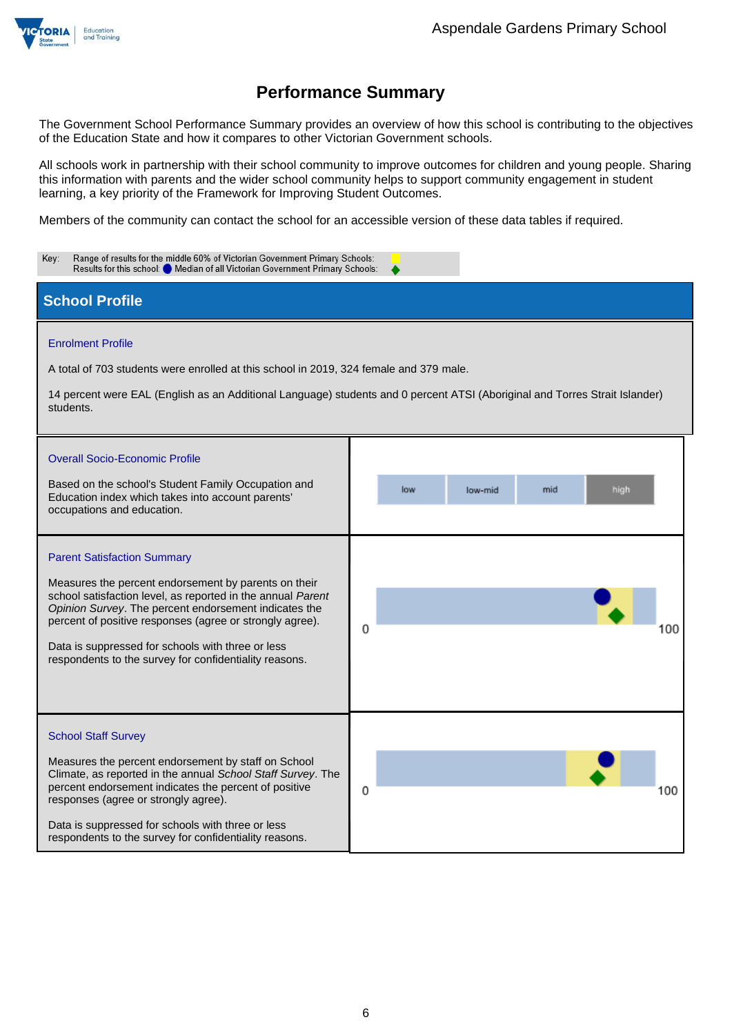# Performance Summary

The Government School Performance Summary provides an overview of how this school is contributing to the objectives of the Education State and how it compares to other Victorian Government schools.

All schools work in partnership with their school community to improve outcomes for children and young people. Sharing this information with parents and the wider school community helps to support community engagement in student learning, a key priority of the Framework for Improving Student Outcomes.

Members of the community can contact the school for an accessible version of these data tables if required.

Key: Range of results for the middle 60% of Victorian Government Primary Schools:
Results for this school: ● Median of all Victorian Government Primary Schools: ◆

## School Profile

### Enrolment Profile

A total of 703 students were enrolled at this school in 2019, 324 female and 379 male.

14 percent were EAL (English as an Additional Language) students and 0 percent ATSI (Aboriginal and Torres Strait Islander) students.

### Overall Socio-Economic Profile

Based on the school's Student Family Occupation and Education index which takes into account parents' occupations and education.

| low | low-mid | mid | high |
|---|---|---|---|

### Parent Satisfaction Summary

Measures the percent endorsement by parents on their school satisfaction level, as reported in the annual *Parent Opinion Survey*. The percent endorsement indicates the percent of positive responses (agree or strongly agree).

Data is suppressed for schools with three or less respondents to the survey for confidentiality reasons.

0 100

### School Staff Survey

Measures the percent endorsement by staff on School Climate, as reported in the annual *School Staff Survey*. The percent endorsement indicates the percent of positive responses (agree or strongly agree).

Data is suppressed for schools with three or less respondents to the survey for confidentiality reasons.

0 100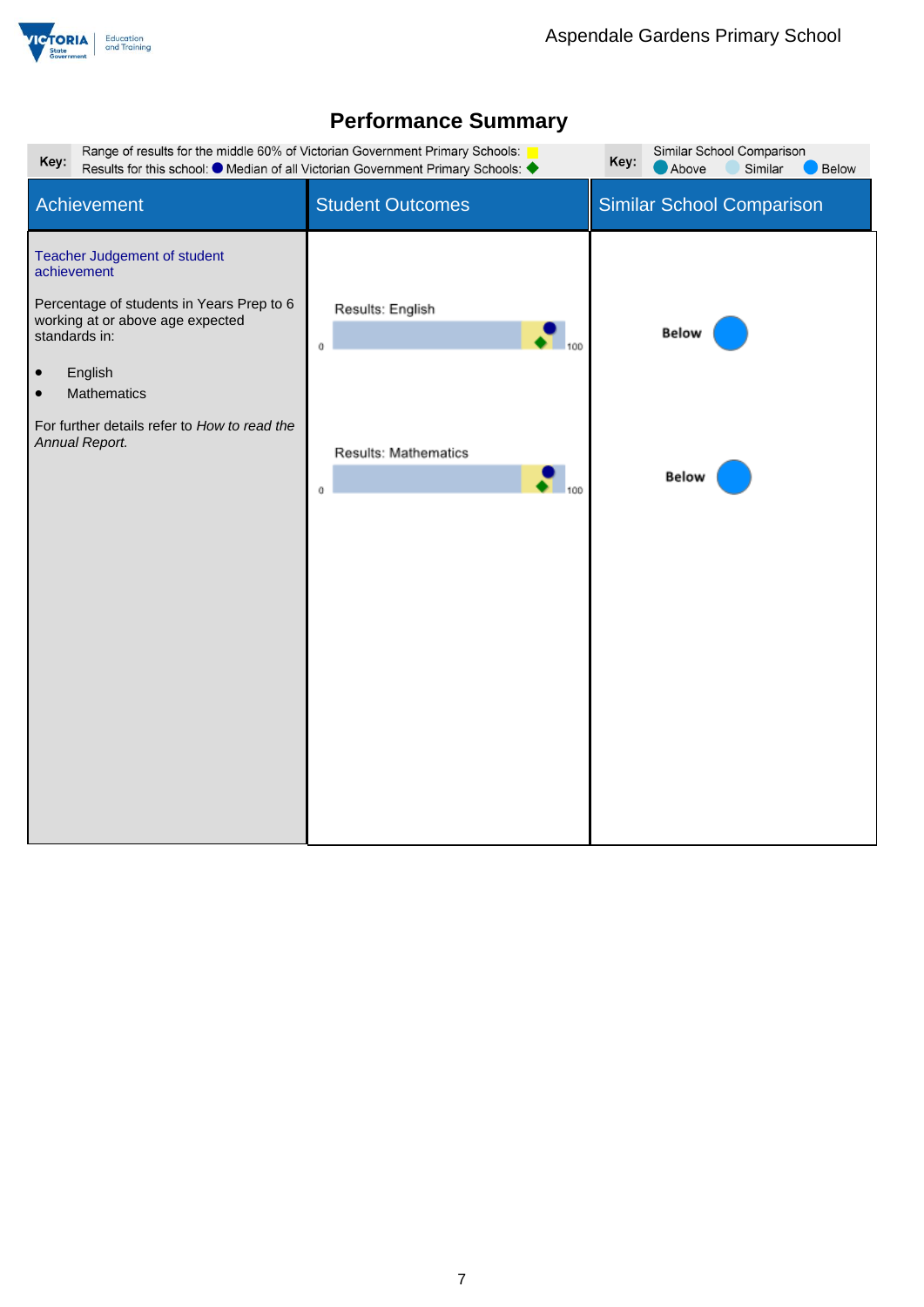# Performance Summary

| Key: | Range of results for the middle 60% of Victorian Government Primary Schools: ■ Results for this school: ● Median of all Victorian Government Primary Schools: ◆ | Key: | Similar School Comparison: ● Above ● Similar ● Below |
|---|---|---|---|

| Achievement | Student Outcomes | Similar School Comparison |
|---|---|---|
| **Teacher Judgement of student achievement**<br><br>Percentage of students in Years Prep to 6 working at or above age expected standards in:<br><br>• English<br>• Mathematics<br><br>For further details refer to *How to read the Annual Report.* | Results: English (scale 0–100)<br><br>Results: Mathematics (scale 0–100) | English: Below<br><br>Mathematics: Below |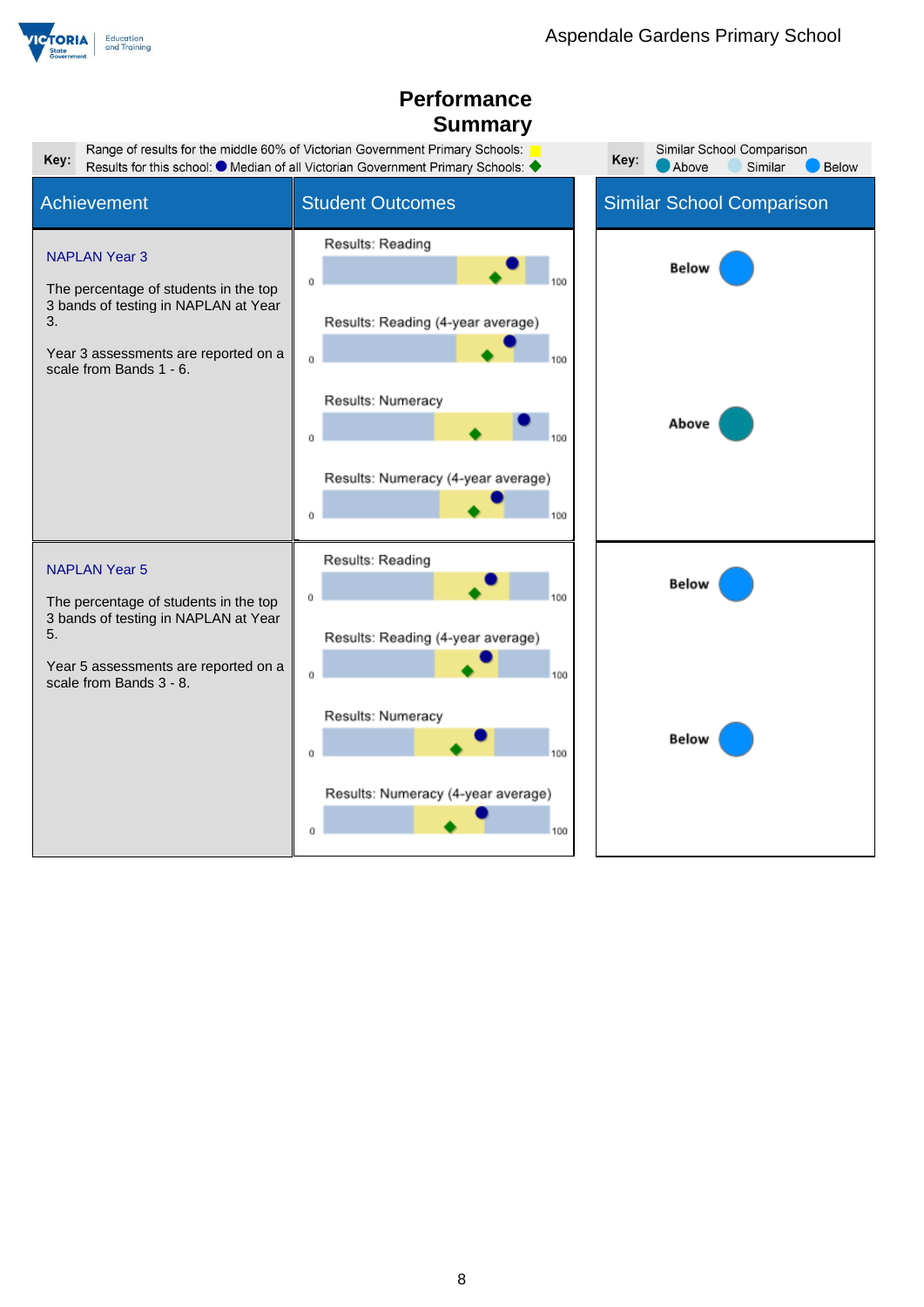# Performance Summary

**Key:** Range of results for the middle 60% of Victorian Government Primary Schools: (yellow)
Results for this school: ● Median of all Victorian Government Primary Schools: ◆

**Key:** Similar School Comparison — Above, Similar, Below

| Achievement | Student Outcomes | Similar School Comparison |
|---|---|---|
| **NAPLAN Year 3**<br><br>The percentage of students in the top 3 bands of testing in NAPLAN at Year 3.<br><br>Year 3 assessments are reported on a scale from Bands 1 - 6. | Results: Reading (0–100)<br><br>Results: Reading (4-year average) (0–100) | Below |
| | Results: Numeracy (0–100)<br><br>Results: Numeracy (4-year average) (0–100) | Above |
| **NAPLAN Year 5**<br><br>The percentage of students in the top 3 bands of testing in NAPLAN at Year 5.<br><br>Year 5 assessments are reported on a scale from Bands 3 - 8. | Results: Reading (0–100)<br><br>Results: Reading (4-year average) (0–100) | Below |
| | Results: Numeracy (0–100)<br><br>Results: Numeracy (4-year average) (0–100) | Below |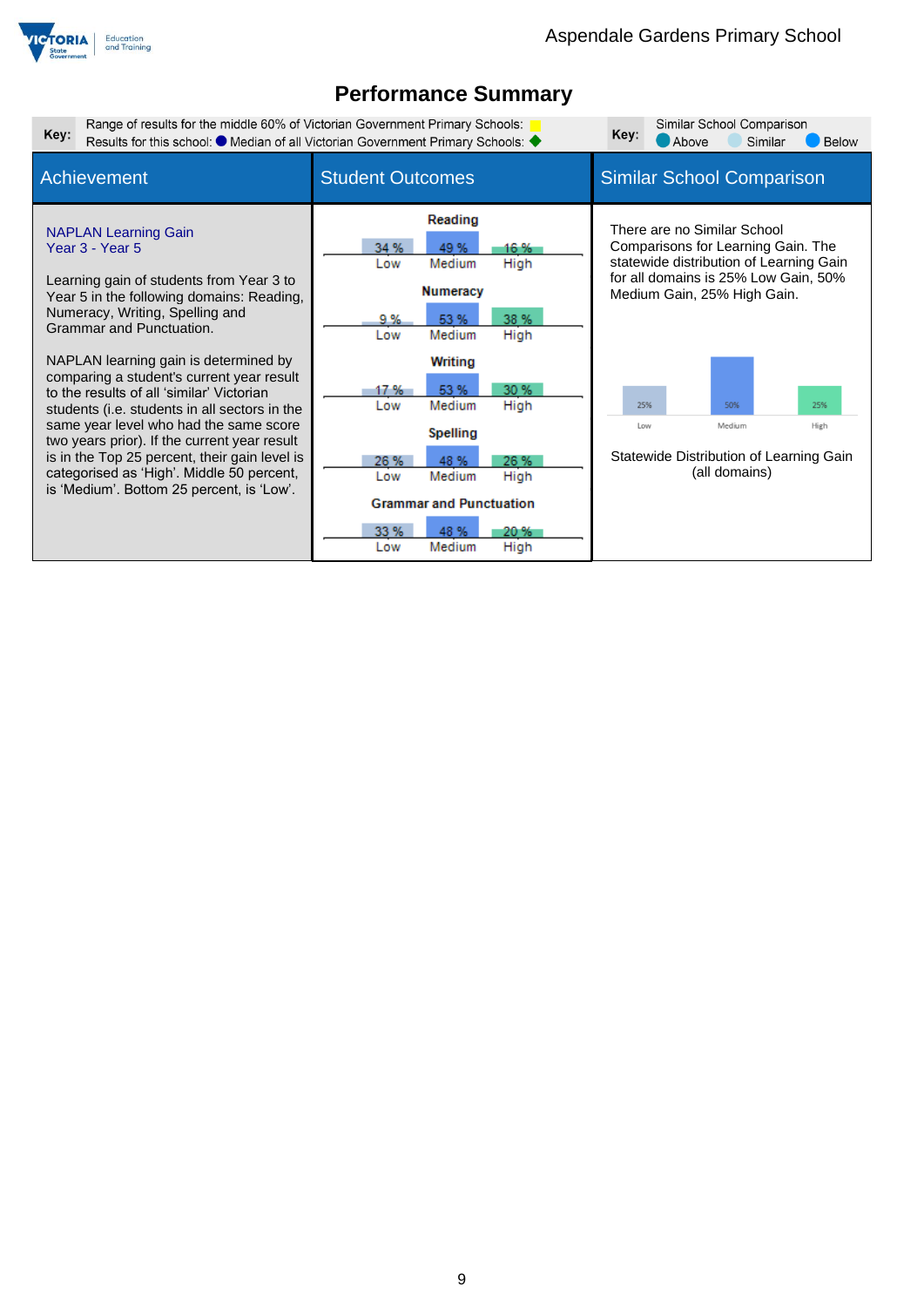# Performance Summary

**Key:** Range of results for the middle 60% of Victorian Government Primary Schools: (yellow) Results for this school: ● Median of all Victorian Government Primary Schools: ◆

**Key:** Similar School Comparison: Above, Similar, Below

| Achievement | Student Outcomes | Similar School Comparison |
|---|---|---|
| **NAPLAN Learning Gain Year 3 - Year 5**<br><br>Learning gain of students from Year 3 to Year 5 in the following domains: Reading, Numeracy, Writing, Spelling and Grammar and Punctuation.<br><br>NAPLAN learning gain is determined by comparing a student's current year result to the results of all 'similar' Victorian students (i.e. students in all sectors in the same year level who had the same score two years prior). If the current year result is in the Top 25 percent, their gain level is categorised as 'High'. Middle 50 percent, is 'Medium'. Bottom 25 percent, is 'Low'. | **Reading**: Low 34 %, Medium 49 %, High 16 %<br><br>**Numeracy**: Low 9 %, Medium 53 %, High 38 %<br><br>**Writing**: Low 17 %, Medium 53 %, High 30 %<br><br>**Spelling**: Low 26 %, Medium 48 %, High 26 %<br><br>**Grammar and Punctuation**: Low 33 %, Medium 48 %, High 20 % | There are no Similar School Comparisons for Learning Gain. The statewide distribution of Learning Gain for all domains is 25% Low Gain, 50% Medium Gain, 25% High Gain.<br><br>Low 25%, Medium 50%, High 25%<br><br>Statewide Distribution of Learning Gain (all domains) |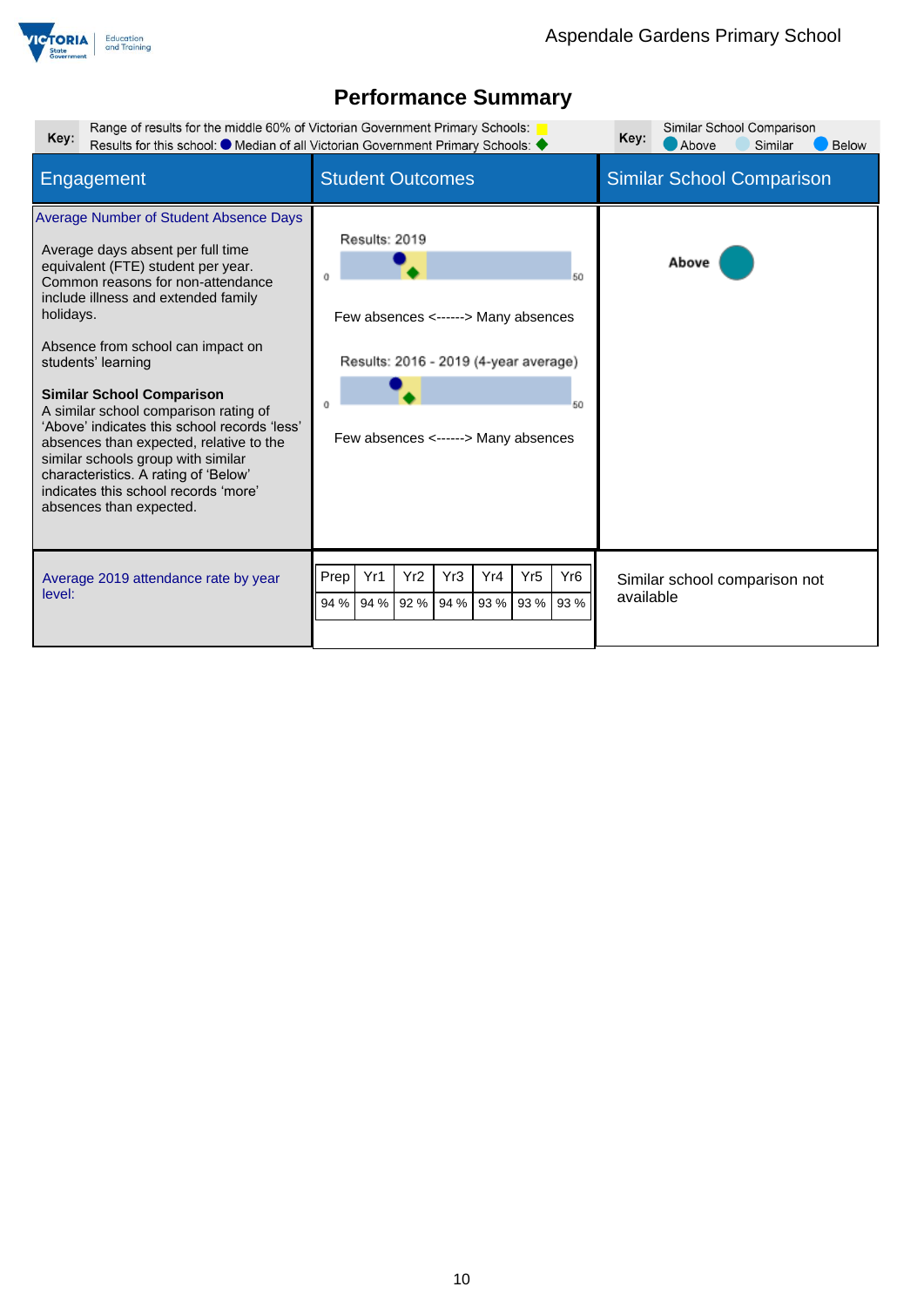Aspendale Gardens Primary School

# Performance Summary

**Key:** Range of results for the middle 60% of Victorian Government Primary Schools: (yellow) Results for this school: ● Median of all Victorian Government Primary Schools: ◆

**Key:** Similar School Comparison: Above / Similar / Below

| Engagement | Student Outcomes | Similar School Comparison |
|---|---|---|
| **Average Number of Student Absence Days**<br><br>Average days absent per full time equivalent (FTE) student per year. Common reasons for non-attendance include illness and extended family holidays.<br><br>Absence from school can impact on students' learning<br><br>**Similar School Comparison**<br>A similar school comparison rating of 'Above' indicates this school records 'less' absences than expected, relative to the similar schools group with similar characteristics. A rating of 'Below' indicates this school records 'more' absences than expected. | Results: 2019<br>0 – 50<br>Few absences <------> Many absences<br><br>Results: 2016 - 2019 (4-year average)<br>0 – 50<br>Few absences <------> Many absences | Above |
| Average 2019 attendance rate by year level: | Prep: 94 %, Yr1: 94 %, Yr2: 92 %, Yr3: 94 %, Yr4: 93 %, Yr5: 93 %, Yr6: 93 % | Similar school comparison not available |

| Prep | Yr1 | Yr2 | Yr3 | Yr4 | Yr5 | Yr6 |
|---|---|---|---|---|---|---|
| 94 % | 94 % | 92 % | 94 % | 93 % | 93 % | 93 % |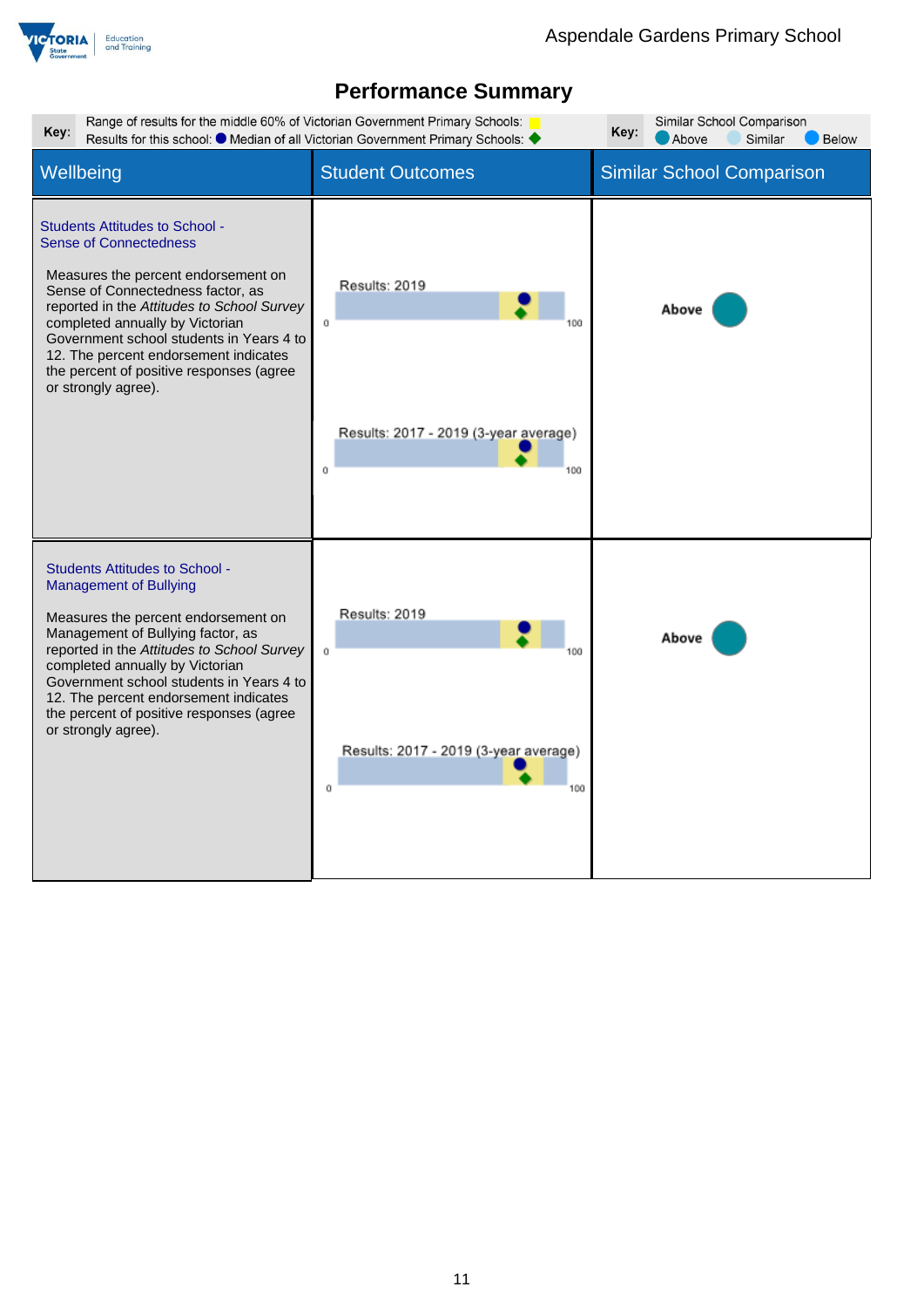# Performance Summary

**Key:** Range of results for the middle 60% of Victorian Government Primary Schools: (yellow)
Results for this school: ● Median of all Victorian Government Primary Schools: ◆

**Key:** Similar School Comparison — Above / Similar / Below

| Wellbeing | Student Outcomes | Similar School Comparison |
|---|---|---|
| **Students Attitudes to School - Sense of Connectedness**<br><br>Measures the percent endorsement on Sense of Connectedness factor, as reported in the *Attitudes to School Survey* completed annually by Victorian Government school students in Years 4 to 12. The percent endorsement indicates the percent of positive responses (agree or strongly agree). | Results: 2019 (scale 0–100)<br><br>Results: 2017 - 2019 (3-year average) (scale 0–100) | Above |
| **Students Attitudes to School - Management of Bullying**<br><br>Measures the percent endorsement on Management of Bullying factor, as reported in the *Attitudes to School Survey* completed annually by Victorian Government school students in Years 4 to 12. The percent endorsement indicates the percent of positive responses (agree or strongly agree). | Results: 2019 (scale 0–100)<br><br>Results: 2017 - 2019 (3-year average) (scale 0–100) | Above |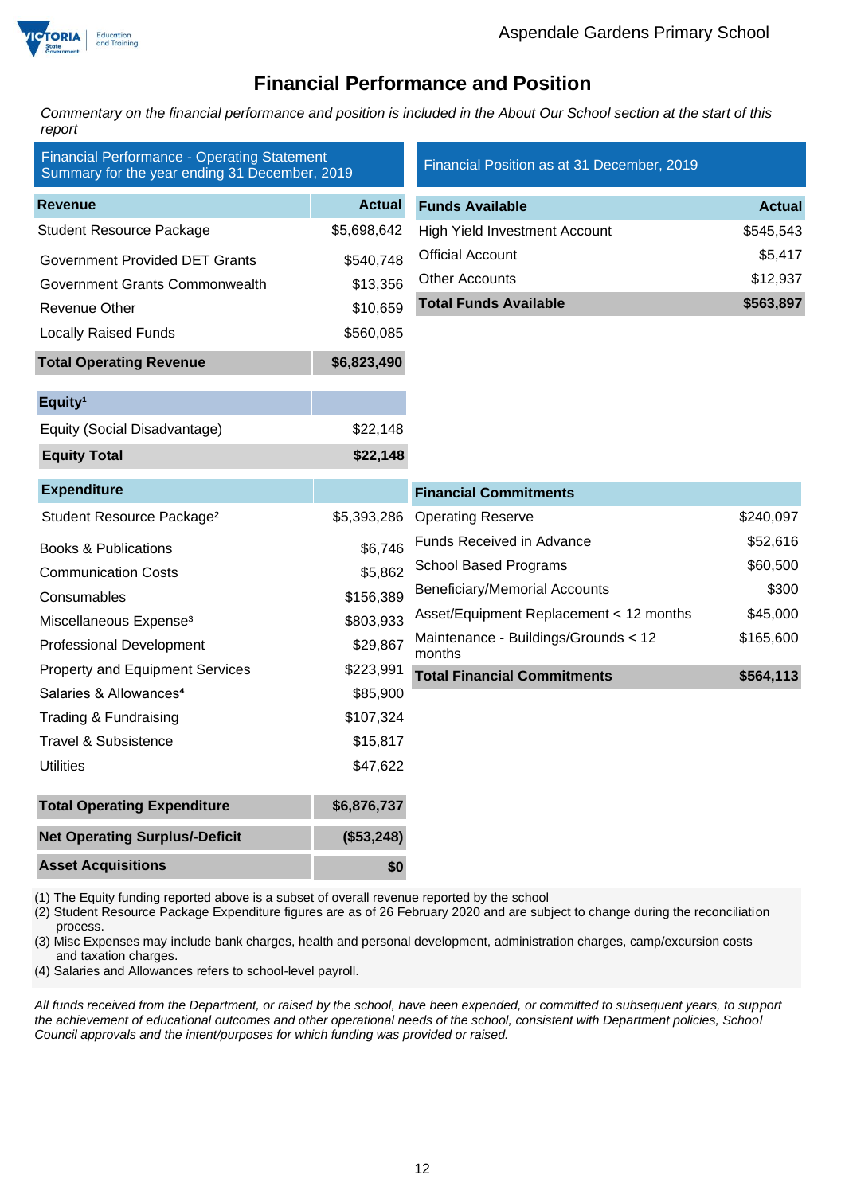# Financial Performance and Position

*Commentary on the financial performance and position is included in the About Our School section at the start of this report*

## Financial Performance - Operating Statement Summary for the year ending 31 December, 2019

| Revenue | Actual |
|---|---|
| Student Resource Package | $5,698,642 |
| Government Provided DET Grants | $540,748 |
| Government Grants Commonwealth | $13,356 |
| Revenue Other | $10,659 |
| Locally Raised Funds | $560,085 |
| **Total Operating Revenue** | **$6,823,490** |

| Equity[1] | |
|---|---|
| Equity (Social Disadvantage) | $22,148 |
| **Equity Total** | **$22,148** |

| Expenditure | |
|---|---|
| Student Resource Package[2] | $5,393,286 |
| Books & Publications | $6,746 |
| Communication Costs | $5,862 |
| Consumables | $156,389 |
| Miscellaneous Expense[3] | $803,933 |
| Professional Development | $29,867 |
| Property and Equipment Services | $223,991 |
| Salaries & Allowances[4] | $85,900 |
| Trading & Fundraising | $107,324 |
| Travel & Subsistence | $15,817 |
| Utilities | $47,622 |
| **Total Operating Expenditure** | **$6,876,737** |
| **Net Operating Surplus/-Deficit** | **($53,248)** |
| **Asset Acquisitions** | **$0** |

## Financial Position as at 31 December, 2019

| Funds Available | Actual |
|---|---|
| High Yield Investment Account | $545,543 |
| Official Account | $5,417 |
| Other Accounts | $12,937 |
| **Total Funds Available** | **$563,897** |

| Financial Commitments | |
|---|---|
| Operating Reserve | $240,097 |
| Funds Received in Advance | $52,616 |
| School Based Programs | $60,500 |
| Beneficiary/Memorial Accounts | $300 |
| Asset/Equipment Replacement < 12 months | $45,000 |
| Maintenance - Buildings/Grounds < 12 months | $165,600 |
| **Total Financial Commitments** | **$564,113** |

(1) The Equity funding reported above is a subset of overall revenue reported by the school
(2) Student Resource Package Expenditure figures are as of 26 February 2020 and are subject to change during the reconciliation process.
(3) Misc Expenses may include bank charges, health and personal development, administration charges, camp/excursion costs and taxation charges.
(4) Salaries and Allowances refers to school-level payroll.

*All funds received from the Department, or raised by the school, have been expended, or committed to subsequent years, to support the achievement of educational outcomes and other operational needs of the school, consistent with Department policies, School Council approvals and the intent/purposes for which funding was provided or raised.*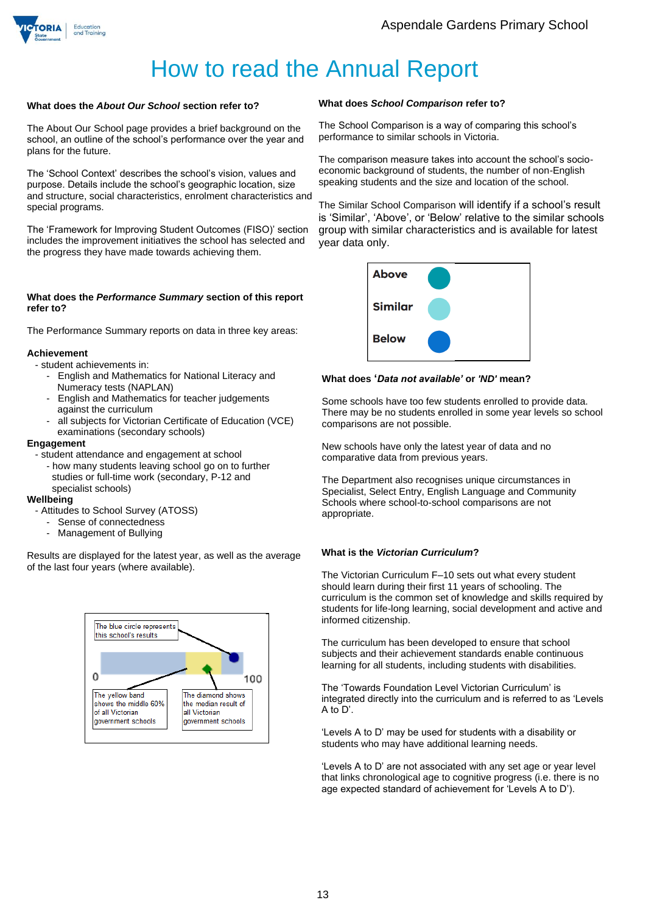# How to read the Annual Report

### What does the *About Our School* section refer to?

The About Our School page provides a brief background on the school, an outline of the school's performance over the year and plans for the future.

The 'School Context' describes the school's vision, values and purpose. Details include the school's geographic location, size and structure, social characteristics, enrolment characteristics and special programs.

The 'Framework for Improving Student Outcomes (FISO)' section includes the improvement initiatives the school has selected and the progress they have made towards achieving them.

### What does the *Performance Summary* section of this report refer to?

The Performance Summary reports on data in three key areas:

**Achievement**
- student achievements in:
  - English and Mathematics for National Literacy and Numeracy tests (NAPLAN)
  - English and Mathematics for teacher judgements against the curriculum
  - all subjects for Victorian Certificate of Education (VCE) examinations (secondary schools)

**Engagement**
- student attendance and engagement at school
  - how many students leaving school go on to further studies or full-time work (secondary, P-12 and specialist schools)

**Wellbeing**
- Attitudes to School Survey (ATOSS)
  - Sense of connectedness
  - Management of Bullying

Results are displayed for the latest year, as well as the average of the last four years (where available).

The blue circle represents this school's results

0

100

The yellow band shows the middle 60% of all Victorian government schools

The diamond shows the median result of all Victorian government schools

### What does *School Comparison* refer to?

The School Comparison is a way of comparing this school's performance to similar schools in Victoria.

The comparison measure takes into account the school's socio-economic background of students, the number of non-English speaking students and the size and location of the school.

The Similar School Comparison will identify if a school's result is 'Similar', 'Above', or 'Below' relative to the similar schools group with similar characteristics and is available for latest year data only.

Above

Similar

Below

### What does '*Data not available*' or '*ND*' mean?

Some schools have too few students enrolled to provide data. There may be no students enrolled in some year levels so school comparisons are not possible.

New schools have only the latest year of data and no comparative data from previous years.

The Department also recognises unique circumstances in Specialist, Select Entry, English Language and Community Schools where school-to-school comparisons are not appropriate.

### What is the *Victorian Curriculum*?

The Victorian Curriculum F–10 sets out what every student should learn during their first 11 years of schooling. The curriculum is the common set of knowledge and skills required by students for life-long learning, social development and active and informed citizenship.

The curriculum has been developed to ensure that school subjects and their achievement standards enable continuous learning for all students, including students with disabilities.

The 'Towards Foundation Level Victorian Curriculum' is integrated directly into the curriculum and is referred to as 'Levels A to D'.

'Levels A to D' may be used for students with a disability or students who may have additional learning needs.

'Levels A to D' are not associated with any set age or year level that links chronological age to cognitive progress (i.e. there is no age expected standard of achievement for 'Levels A to D').